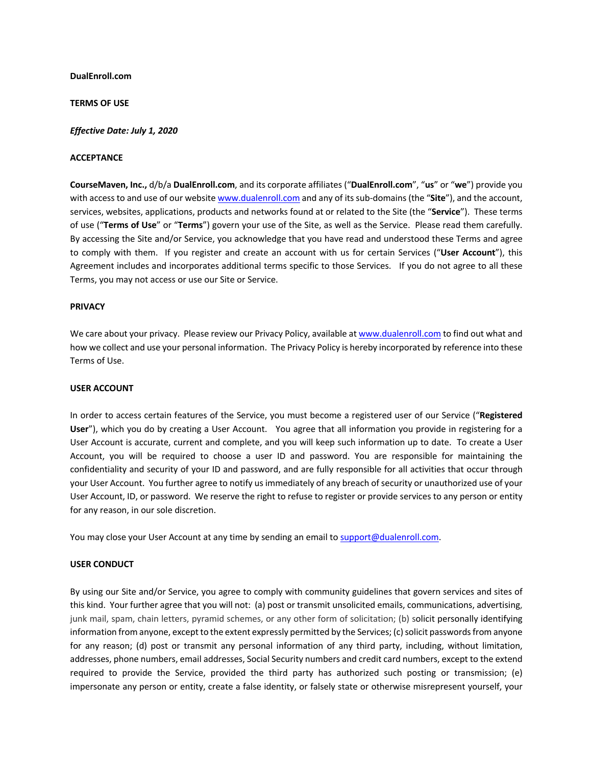**DualEnroll.com**

**TERMS OF USE**

***Effective Date: July 1, 2020***

**ACCEPTANCE**

**CourseMaven, Inc.,** d/b/a **DualEnroll.com**, and its corporate affiliates ("**DualEnroll.com**", "**us**" or "**we**") provide you with access to and use of our website www.dualenroll.com and any of its sub-domains (the "**Site**"), and the account, services, websites, applications, products and networks found at or related to the Site (the "**Service**"). These terms of use ("**Terms of Use**" or "**Terms**") govern your use of the Site, as well as the Service. Please read them carefully. By accessing the Site and/or Service, you acknowledge that you have read and understood these Terms and agree to comply with them. If you register and create an account with us for certain Services ("**User Account**"), this Agreement includes and incorporates additional terms specific to those Services. If you do not agree to all these Terms, you may not access or use our Site or Service.

**PRIVACY**

We care about your privacy. Please review our Privacy Policy, available at www.dualenroll.com to find out what and how we collect and use your personal information. The Privacy Policy is hereby incorporated by reference into these Terms of Use.

**USER ACCOUNT**

In order to access certain features of the Service, you must become a registered user of our Service ("**Registered User**"), which you do by creating a User Account. You agree that all information you provide in registering for a User Account is accurate, current and complete, and you will keep such information up to date. To create a User Account, you will be required to choose a user ID and password. You are responsible for maintaining the confidentiality and security of your ID and password, and are fully responsible for all activities that occur through your User Account. You further agree to notify us immediately of any breach of security or unauthorized use of your User Account, ID, or password. We reserve the right to refuse to register or provide services to any person or entity for any reason, in our sole discretion.

You may close your User Account at any time by sending an email to support@dualenroll.com.

**USER CONDUCT**

By using our Site and/or Service, you agree to comply with community guidelines that govern services and sites of this kind. Your further agree that you will not: (a) post or transmit unsolicited emails, communications, advertising, junk mail, spam, chain letters, pyramid schemes, or any other form of solicitation; (b) solicit personally identifying information from anyone, except to the extent expressly permitted by the Services; (c) solicit passwords from anyone for any reason; (d) post or transmit any personal information of any third party, including, without limitation, addresses, phone numbers, email addresses, Social Security numbers and credit card numbers, except to the extend required to provide the Service, provided the third party has authorized such posting or transmission; (e) impersonate any person or entity, create a false identity, or falsely state or otherwise misrepresent yourself, your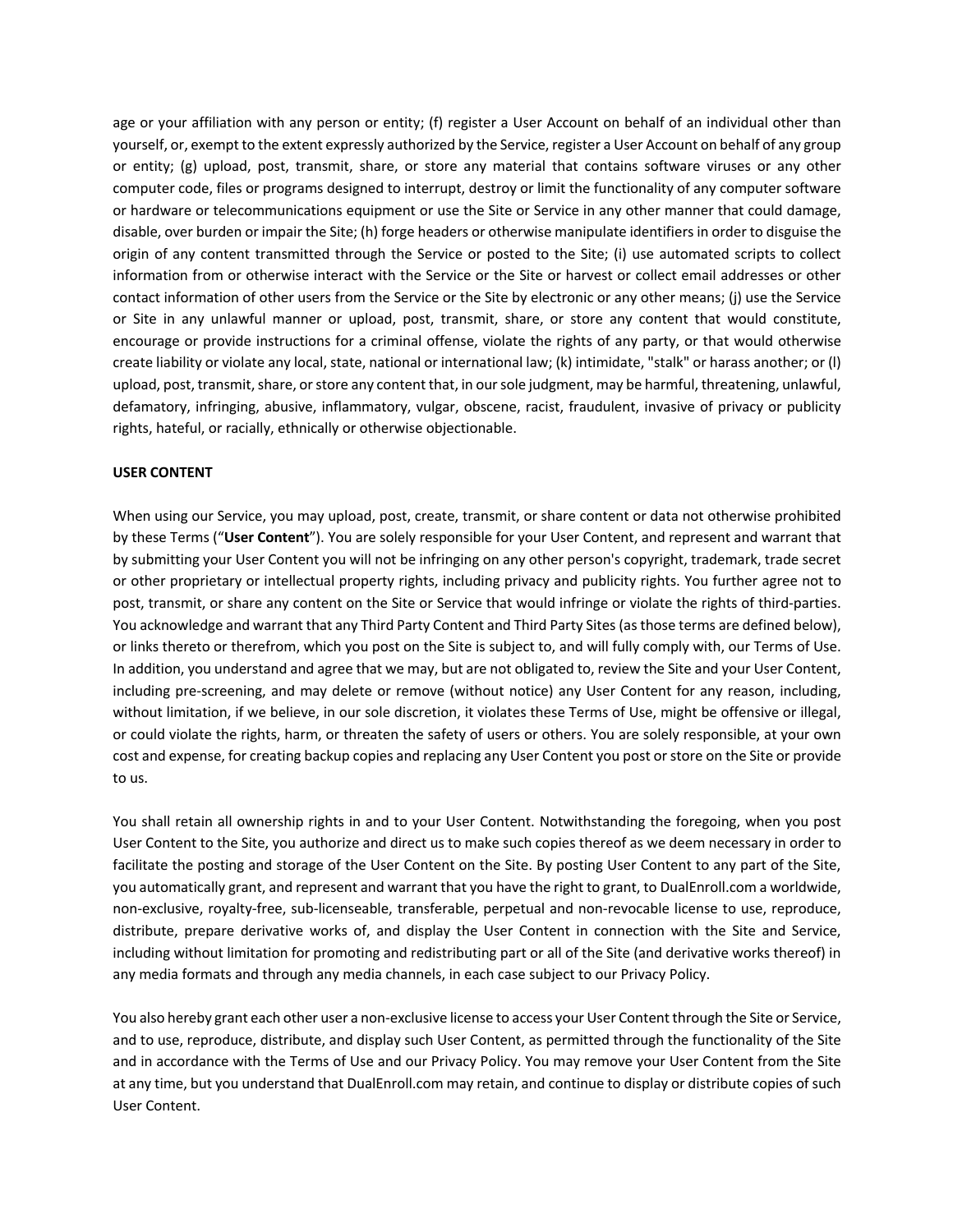age or your affiliation with any person or entity; (f) register a User Account on behalf of an individual other than yourself, or, exempt to the extent expressly authorized by the Service, register a User Account on behalf of any group or entity; (g) upload, post, transmit, share, or store any material that contains software viruses or any other computer code, files or programs designed to interrupt, destroy or limit the functionality of any computer software or hardware or telecommunications equipment or use the Site or Service in any other manner that could damage, disable, over burden or impair the Site; (h) forge headers or otherwise manipulate identifiers in order to disguise the origin of any content transmitted through the Service or posted to the Site; (i) use automated scripts to collect information from or otherwise interact with the Service or the Site or harvest or collect email addresses or other contact information of other users from the Service or the Site by electronic or any other means; (j) use the Service or Site in any unlawful manner or upload, post, transmit, share, or store any content that would constitute, encourage or provide instructions for a criminal offense, violate the rights of any party, or that would otherwise create liability or violate any local, state, national or international law; (k) intimidate, "stalk" or harass another; or (l) upload, post, transmit, share, or store any content that, in our sole judgment, may be harmful, threatening, unlawful, defamatory, infringing, abusive, inflammatory, vulgar, obscene, racist, fraudulent, invasive of privacy or publicity rights, hateful, or racially, ethnically or otherwise objectionable.

**USER CONTENT**

When using our Service, you may upload, post, create, transmit, or share content or data not otherwise prohibited by these Terms ("**User Content**"). You are solely responsible for your User Content, and represent and warrant that by submitting your User Content you will not be infringing on any other person's copyright, trademark, trade secret or other proprietary or intellectual property rights, including privacy and publicity rights. You further agree not to post, transmit, or share any content on the Site or Service that would infringe or violate the rights of third-parties. You acknowledge and warrant that any Third Party Content and Third Party Sites (as those terms are defined below), or links thereto or therefrom, which you post on the Site is subject to, and will fully comply with, our Terms of Use. In addition, you understand and agree that we may, but are not obligated to, review the Site and your User Content, including pre-screening, and may delete or remove (without notice) any User Content for any reason, including, without limitation, if we believe, in our sole discretion, it violates these Terms of Use, might be offensive or illegal, or could violate the rights, harm, or threaten the safety of users or others. You are solely responsible, at your own cost and expense, for creating backup copies and replacing any User Content you post or store on the Site or provide to us.

You shall retain all ownership rights in and to your User Content. Notwithstanding the foregoing, when you post User Content to the Site, you authorize and direct us to make such copies thereof as we deem necessary in order to facilitate the posting and storage of the User Content on the Site. By posting User Content to any part of the Site, you automatically grant, and represent and warrant that you have the right to grant, to DualEnroll.com a worldwide, non-exclusive, royalty-free, sub-licenseable, transferable, perpetual and non-revocable license to use, reproduce, distribute, prepare derivative works of, and display the User Content in connection with the Site and Service, including without limitation for promoting and redistributing part or all of the Site (and derivative works thereof) in any media formats and through any media channels, in each case subject to our Privacy Policy.

You also hereby grant each other user a non-exclusive license to access your User Content through the Site or Service, and to use, reproduce, distribute, and display such User Content, as permitted through the functionality of the Site and in accordance with the Terms of Use and our Privacy Policy. You may remove your User Content from the Site at any time, but you understand that DualEnroll.com may retain, and continue to display or distribute copies of such User Content.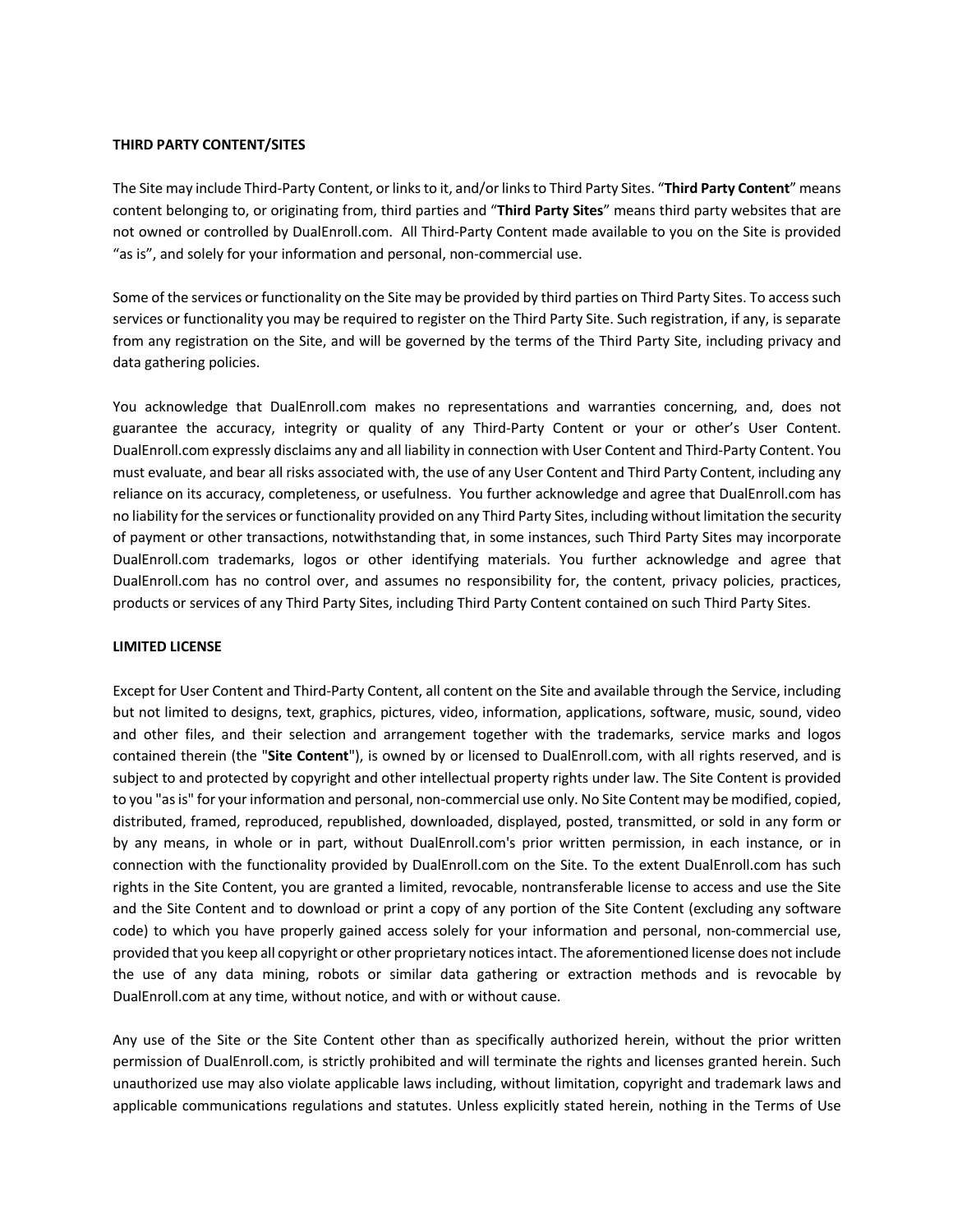**THIRD PARTY CONTENT/SITES**

The Site may include Third-Party Content, or links to it, and/or links to Third Party Sites. "**Third Party Content**" means content belonging to, or originating from, third parties and "**Third Party Sites**" means third party websites that are not owned or controlled by DualEnroll.com. All Third-Party Content made available to you on the Site is provided "as is", and solely for your information and personal, non-commercial use.

Some of the services or functionality on the Site may be provided by third parties on Third Party Sites. To access such services or functionality you may be required to register on the Third Party Site. Such registration, if any, is separate from any registration on the Site, and will be governed by the terms of the Third Party Site, including privacy and data gathering policies.

You acknowledge that DualEnroll.com makes no representations and warranties concerning, and, does not guarantee the accuracy, integrity or quality of any Third-Party Content or your or other's User Content. DualEnroll.com expressly disclaims any and all liability in connection with User Content and Third-Party Content. You must evaluate, and bear all risks associated with, the use of any User Content and Third Party Content, including any reliance on its accuracy, completeness, or usefulness. You further acknowledge and agree that DualEnroll.com has no liability for the services or functionality provided on any Third Party Sites, including without limitation the security of payment or other transactions, notwithstanding that, in some instances, such Third Party Sites may incorporate DualEnroll.com trademarks, logos or other identifying materials. You further acknowledge and agree that DualEnroll.com has no control over, and assumes no responsibility for, the content, privacy policies, practices, products or services of any Third Party Sites, including Third Party Content contained on such Third Party Sites.

**LIMITED LICENSE**

Except for User Content and Third-Party Content, all content on the Site and available through the Service, including but not limited to designs, text, graphics, pictures, video, information, applications, software, music, sound, video and other files, and their selection and arrangement together with the trademarks, service marks and logos contained therein (the "**Site Content**"), is owned by or licensed to DualEnroll.com, with all rights reserved, and is subject to and protected by copyright and other intellectual property rights under law. The Site Content is provided to you "as is" for your information and personal, non-commercial use only. No Site Content may be modified, copied, distributed, framed, reproduced, republished, downloaded, displayed, posted, transmitted, or sold in any form or by any means, in whole or in part, without DualEnroll.com's prior written permission, in each instance, or in connection with the functionality provided by DualEnroll.com on the Site. To the extent DualEnroll.com has such rights in the Site Content, you are granted a limited, revocable, nontransferable license to access and use the Site and the Site Content and to download or print a copy of any portion of the Site Content (excluding any software code) to which you have properly gained access solely for your information and personal, non-commercial use, provided that you keep all copyright or other proprietary notices intact. The aforementioned license does not include the use of any data mining, robots or similar data gathering or extraction methods and is revocable by DualEnroll.com at any time, without notice, and with or without cause.

Any use of the Site or the Site Content other than as specifically authorized herein, without the prior written permission of DualEnroll.com, is strictly prohibited and will terminate the rights and licenses granted herein. Such unauthorized use may also violate applicable laws including, without limitation, copyright and trademark laws and applicable communications regulations and statutes. Unless explicitly stated herein, nothing in the Terms of Use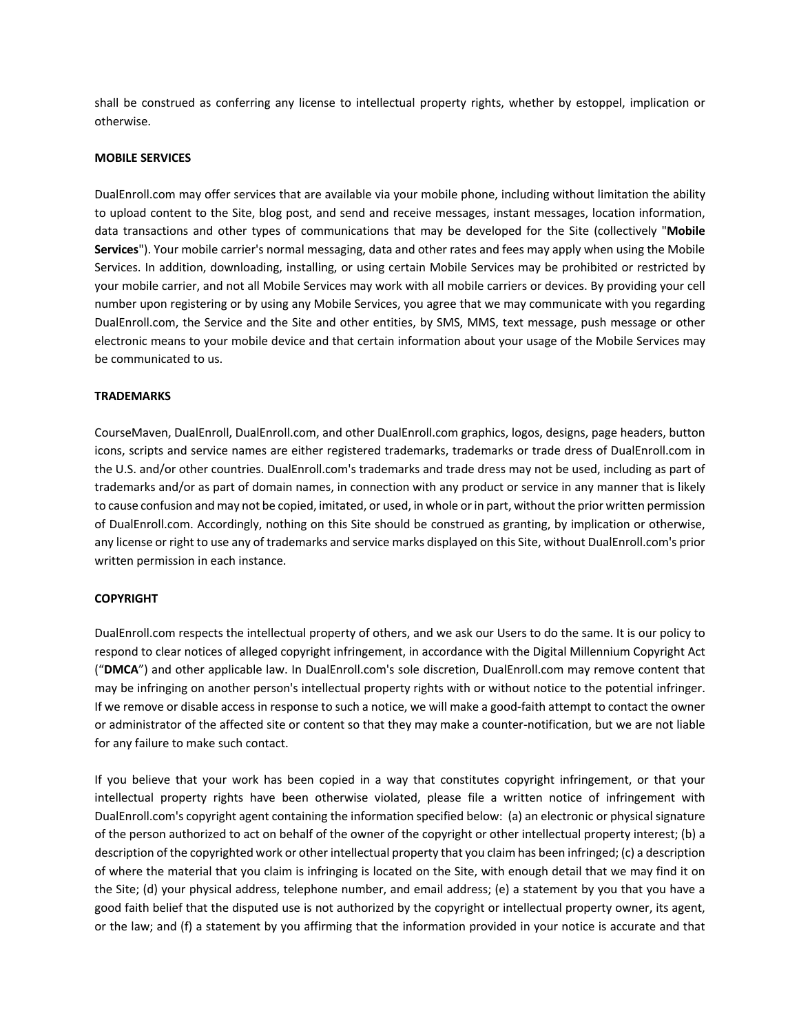shall be construed as conferring any license to intellectual property rights, whether by estoppel, implication or otherwise.

**MOBILE SERVICES**

DualEnroll.com may offer services that are available via your mobile phone, including without limitation the ability to upload content to the Site, blog post, and send and receive messages, instant messages, location information, data transactions and other types of communications that may be developed for the Site (collectively "**Mobile Services**"). Your mobile carrier's normal messaging, data and other rates and fees may apply when using the Mobile Services. In addition, downloading, installing, or using certain Mobile Services may be prohibited or restricted by your mobile carrier, and not all Mobile Services may work with all mobile carriers or devices. By providing your cell number upon registering or by using any Mobile Services, you agree that we may communicate with you regarding DualEnroll.com, the Service and the Site and other entities, by SMS, MMS, text message, push message or other electronic means to your mobile device and that certain information about your usage of the Mobile Services may be communicated to us.

**TRADEMARKS**

CourseMaven, DualEnroll, DualEnroll.com, and other DualEnroll.com graphics, logos, designs, page headers, button icons, scripts and service names are either registered trademarks, trademarks or trade dress of DualEnroll.com in the U.S. and/or other countries. DualEnroll.com's trademarks and trade dress may not be used, including as part of trademarks and/or as part of domain names, in connection with any product or service in any manner that is likely to cause confusion and may not be copied, imitated, or used, in whole or in part, without the prior written permission of DualEnroll.com. Accordingly, nothing on this Site should be construed as granting, by implication or otherwise, any license or right to use any of trademarks and service marks displayed on this Site, without DualEnroll.com's prior written permission in each instance.

**COPYRIGHT**

DualEnroll.com respects the intellectual property of others, and we ask our Users to do the same. It is our policy to respond to clear notices of alleged copyright infringement, in accordance with the Digital Millennium Copyright Act ("**DMCA**") and other applicable law. In DualEnroll.com's sole discretion, DualEnroll.com may remove content that may be infringing on another person's intellectual property rights with or without notice to the potential infringer. If we remove or disable access in response to such a notice, we will make a good-faith attempt to contact the owner or administrator of the affected site or content so that they may make a counter-notification, but we are not liable for any failure to make such contact.

If you believe that your work has been copied in a way that constitutes copyright infringement, or that your intellectual property rights have been otherwise violated, please file a written notice of infringement with DualEnroll.com's copyright agent containing the information specified below: (a) an electronic or physical signature of the person authorized to act on behalf of the owner of the copyright or other intellectual property interest; (b) a description of the copyrighted work or other intellectual property that you claim has been infringed; (c) a description of where the material that you claim is infringing is located on the Site, with enough detail that we may find it on the Site; (d) your physical address, telephone number, and email address; (e) a statement by you that you have a good faith belief that the disputed use is not authorized by the copyright or intellectual property owner, its agent, or the law; and (f) a statement by you affirming that the information provided in your notice is accurate and that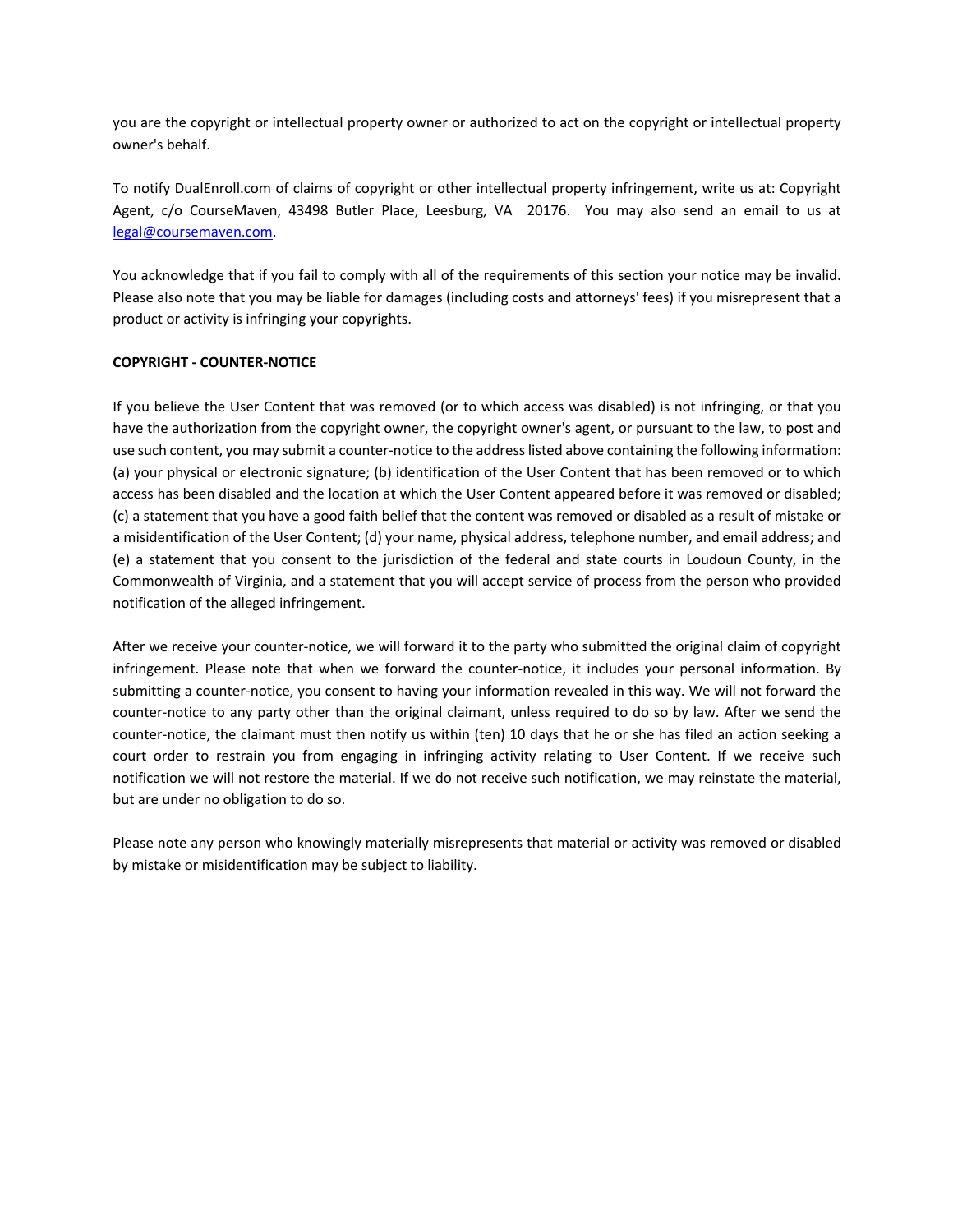you are the copyright or intellectual property owner or authorized to act on the copyright or intellectual property owner's behalf.

To notify DualEnroll.com of claims of copyright or other intellectual property infringement, write us at: Copyright Agent, c/o CourseMaven, 43498 Butler Place, Leesburg, VA 20176. You may also send an email to us at legal@coursemaven.com.

You acknowledge that if you fail to comply with all of the requirements of this section your notice may be invalid. Please also note that you may be liable for damages (including costs and attorneys' fees) if you misrepresent that a product or activity is infringing your copyrights.

**COPYRIGHT - COUNTER-NOTICE**

If you believe the User Content that was removed (or to which access was disabled) is not infringing, or that you have the authorization from the copyright owner, the copyright owner's agent, or pursuant to the law, to post and use such content, you may submit a counter-notice to the address listed above containing the following information: (a) your physical or electronic signature; (b) identification of the User Content that has been removed or to which access has been disabled and the location at which the User Content appeared before it was removed or disabled; (c) a statement that you have a good faith belief that the content was removed or disabled as a result of mistake or a misidentification of the User Content; (d) your name, physical address, telephone number, and email address; and (e) a statement that you consent to the jurisdiction of the federal and state courts in Loudoun County, in the Commonwealth of Virginia, and a statement that you will accept service of process from the person who provided notification of the alleged infringement.

After we receive your counter-notice, we will forward it to the party who submitted the original claim of copyright infringement. Please note that when we forward the counter-notice, it includes your personal information. By submitting a counter-notice, you consent to having your information revealed in this way. We will not forward the counter-notice to any party other than the original claimant, unless required to do so by law. After we send the counter-notice, the claimant must then notify us within (ten) 10 days that he or she has filed an action seeking a court order to restrain you from engaging in infringing activity relating to User Content. If we receive such notification we will not restore the material. If we do not receive such notification, we may reinstate the material, but are under no obligation to do so.

Please note any person who knowingly materially misrepresents that material or activity was removed or disabled by mistake or misidentification may be subject to liability.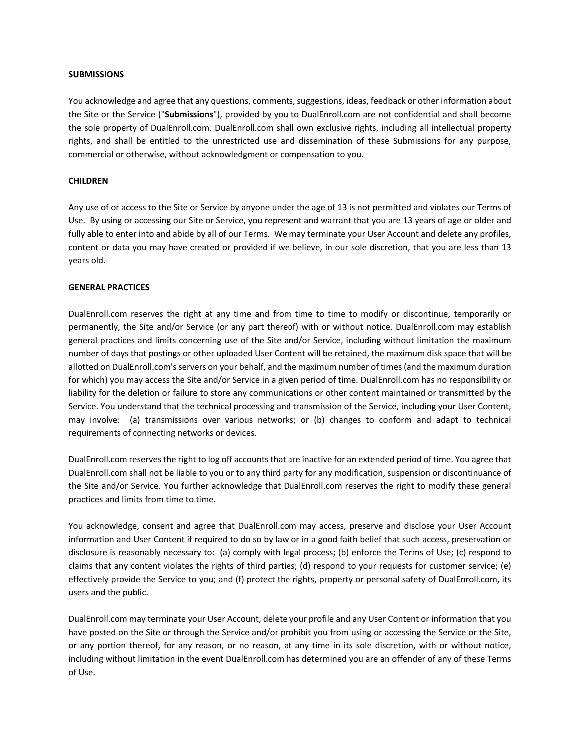**SUBMISSIONS**

You acknowledge and agree that any questions, comments, suggestions, ideas, feedback or other information about the Site or the Service ("**Submissions**"), provided by you to DualEnroll.com are not confidential and shall become the sole property of DualEnroll.com. DualEnroll.com shall own exclusive rights, including all intellectual property rights, and shall be entitled to the unrestricted use and dissemination of these Submissions for any purpose, commercial or otherwise, without acknowledgment or compensation to you.

**CHILDREN**

Any use of or access to the Site or Service by anyone under the age of 13 is not permitted and violates our Terms of Use. By using or accessing our Site or Service, you represent and warrant that you are 13 years of age or older and fully able to enter into and abide by all of our Terms. We may terminate your User Account and delete any profiles, content or data you may have created or provided if we believe, in our sole discretion, that you are less than 13 years old.

**GENERAL PRACTICES**

DualEnroll.com reserves the right at any time and from time to time to modify or discontinue, temporarily or permanently, the Site and/or Service (or any part thereof) with or without notice. DualEnroll.com may establish general practices and limits concerning use of the Site and/or Service, including without limitation the maximum number of days that postings or other uploaded User Content will be retained, the maximum disk space that will be allotted on DualEnroll.com's servers on your behalf, and the maximum number of times (and the maximum duration for which) you may access the Site and/or Service in a given period of time. DualEnroll.com has no responsibility or liability for the deletion or failure to store any communications or other content maintained or transmitted by the Service. You understand that the technical processing and transmission of the Service, including your User Content, may involve: (a) transmissions over various networks; or (b) changes to conform and adapt to technical requirements of connecting networks or devices.

DualEnroll.com reserves the right to log off accounts that are inactive for an extended period of time. You agree that DualEnroll.com shall not be liable to you or to any third party for any modification, suspension or discontinuance of the Site and/or Service. You further acknowledge that DualEnroll.com reserves the right to modify these general practices and limits from time to time.

You acknowledge, consent and agree that DualEnroll.com may access, preserve and disclose your User Account information and User Content if required to do so by law or in a good faith belief that such access, preservation or disclosure is reasonably necessary to: (a) comply with legal process; (b) enforce the Terms of Use; (c) respond to claims that any content violates the rights of third parties; (d) respond to your requests for customer service; (e) effectively provide the Service to you; and (f) protect the rights, property or personal safety of DualEnroll.com, its users and the public.

DualEnroll.com may terminate your User Account, delete your profile and any User Content or information that you have posted on the Site or through the Service and/or prohibit you from using or accessing the Service or the Site, or any portion thereof, for any reason, or no reason, at any time in its sole discretion, with or without notice, including without limitation in the event DualEnroll.com has determined you are an offender of any of these Terms of Use.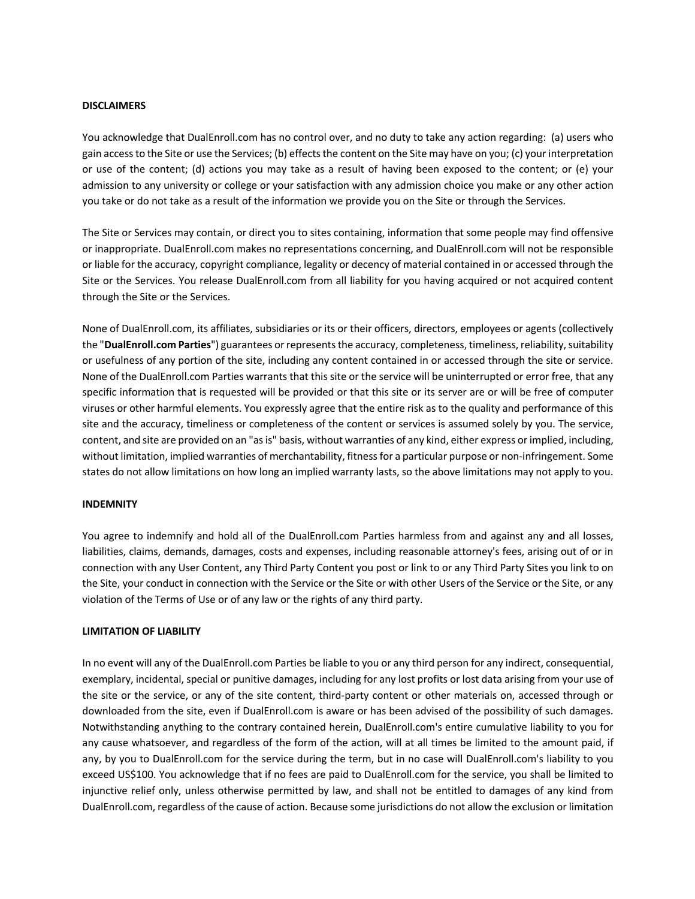**DISCLAIMERS**

You acknowledge that DualEnroll.com has no control over, and no duty to take any action regarding: (a) users who gain access to the Site or use the Services; (b) effects the content on the Site may have on you; (c) your interpretation or use of the content; (d) actions you may take as a result of having been exposed to the content; or (e) your admission to any university or college or your satisfaction with any admission choice you make or any other action you take or do not take as a result of the information we provide you on the Site or through the Services.

The Site or Services may contain, or direct you to sites containing, information that some people may find offensive or inappropriate. DualEnroll.com makes no representations concerning, and DualEnroll.com will not be responsible or liable for the accuracy, copyright compliance, legality or decency of material contained in or accessed through the Site or the Services. You release DualEnroll.com from all liability for you having acquired or not acquired content through the Site or the Services.

None of DualEnroll.com, its affiliates, subsidiaries or its or their officers, directors, employees or agents (collectively the "**DualEnroll.com Parties**") guarantees or represents the accuracy, completeness, timeliness, reliability, suitability or usefulness of any portion of the site, including any content contained in or accessed through the site or service. None of the DualEnroll.com Parties warrants that this site or the service will be uninterrupted or error free, that any specific information that is requested will be provided or that this site or its server are or will be free of computer viruses or other harmful elements. You expressly agree that the entire risk as to the quality and performance of this site and the accuracy, timeliness or completeness of the content or services is assumed solely by you. The service, content, and site are provided on an "as is" basis, without warranties of any kind, either express or implied, including, without limitation, implied warranties of merchantability, fitness for a particular purpose or non-infringement. Some states do not allow limitations on how long an implied warranty lasts, so the above limitations may not apply to you.

**INDEMNITY**

You agree to indemnify and hold all of the DualEnroll.com Parties harmless from and against any and all losses, liabilities, claims, demands, damages, costs and expenses, including reasonable attorney's fees, arising out of or in connection with any User Content, any Third Party Content you post or link to or any Third Party Sites you link to on the Site, your conduct in connection with the Service or the Site or with other Users of the Service or the Site, or any violation of the Terms of Use or of any law or the rights of any third party.

**LIMITATION OF LIABILITY**

In no event will any of the DualEnroll.com Parties be liable to you or any third person for any indirect, consequential, exemplary, incidental, special or punitive damages, including for any lost profits or lost data arising from your use of the site or the service, or any of the site content, third-party content or other materials on, accessed through or downloaded from the site, even if DualEnroll.com is aware or has been advised of the possibility of such damages. Notwithstanding anything to the contrary contained herein, DualEnroll.com's entire cumulative liability to you for any cause whatsoever, and regardless of the form of the action, will at all times be limited to the amount paid, if any, by you to DualEnroll.com for the service during the term, but in no case will DualEnroll.com's liability to you exceed US$100. You acknowledge that if no fees are paid to DualEnroll.com for the service, you shall be limited to injunctive relief only, unless otherwise permitted by law, and shall not be entitled to damages of any kind from DualEnroll.com, regardless of the cause of action. Because some jurisdictions do not allow the exclusion or limitation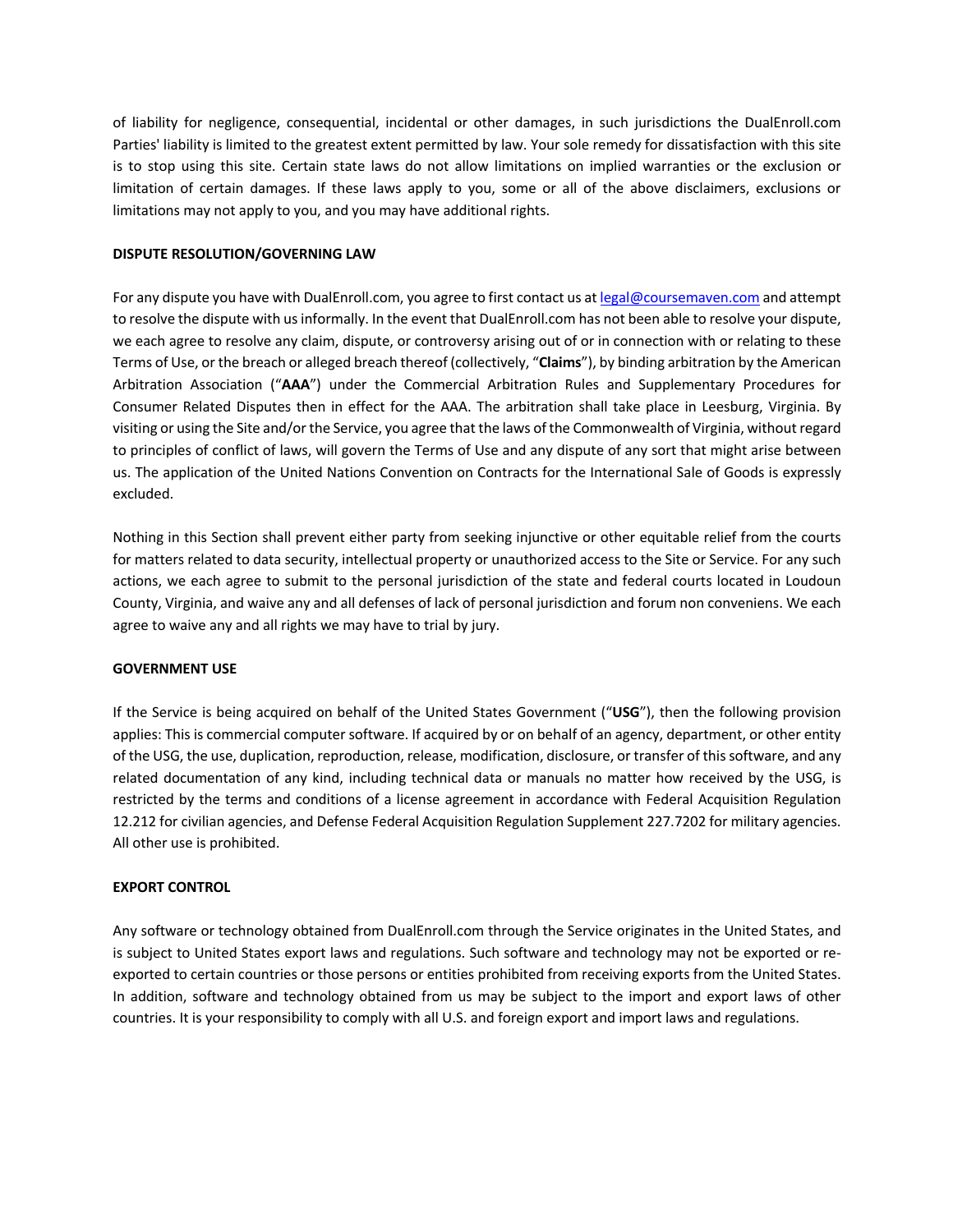of liability for negligence, consequential, incidental or other damages, in such jurisdictions the DualEnroll.com Parties' liability is limited to the greatest extent permitted by law. Your sole remedy for dissatisfaction with this site is to stop using this site. Certain state laws do not allow limitations on implied warranties or the exclusion or limitation of certain damages. If these laws apply to you, some or all of the above disclaimers, exclusions or limitations may not apply to you, and you may have additional rights.

**DISPUTE RESOLUTION/GOVERNING LAW**

For any dispute you have with DualEnroll.com, you agree to first contact us at legal@coursemaven.com and attempt to resolve the dispute with us informally. In the event that DualEnroll.com has not been able to resolve your dispute, we each agree to resolve any claim, dispute, or controversy arising out of or in connection with or relating to these Terms of Use, or the breach or alleged breach thereof (collectively, "**Claims**"), by binding arbitration by the American Arbitration Association ("**AAA**") under the Commercial Arbitration Rules and Supplementary Procedures for Consumer Related Disputes then in effect for the AAA. The arbitration shall take place in Leesburg, Virginia. By visiting or using the Site and/or the Service, you agree that the laws of the Commonwealth of Virginia, without regard to principles of conflict of laws, will govern the Terms of Use and any dispute of any sort that might arise between us. The application of the United Nations Convention on Contracts for the International Sale of Goods is expressly excluded.

Nothing in this Section shall prevent either party from seeking injunctive or other equitable relief from the courts for matters related to data security, intellectual property or unauthorized access to the Site or Service. For any such actions, we each agree to submit to the personal jurisdiction of the state and federal courts located in Loudoun County, Virginia, and waive any and all defenses of lack of personal jurisdiction and forum non conveniens. We each agree to waive any and all rights we may have to trial by jury.

**GOVERNMENT USE**

If the Service is being acquired on behalf of the United States Government ("**USG**"), then the following provision applies: This is commercial computer software. If acquired by or on behalf of an agency, department, or other entity of the USG, the use, duplication, reproduction, release, modification, disclosure, or transfer of this software, and any related documentation of any kind, including technical data or manuals no matter how received by the USG, is restricted by the terms and conditions of a license agreement in accordance with Federal Acquisition Regulation 12.212 for civilian agencies, and Defense Federal Acquisition Regulation Supplement 227.7202 for military agencies. All other use is prohibited.

**EXPORT CONTROL**

Any software or technology obtained from DualEnroll.com through the Service originates in the United States, and is subject to United States export laws and regulations. Such software and technology may not be exported or re-exported to certain countries or those persons or entities prohibited from receiving exports from the United States. In addition, software and technology obtained from us may be subject to the import and export laws of other countries. It is your responsibility to comply with all U.S. and foreign export and import laws and regulations.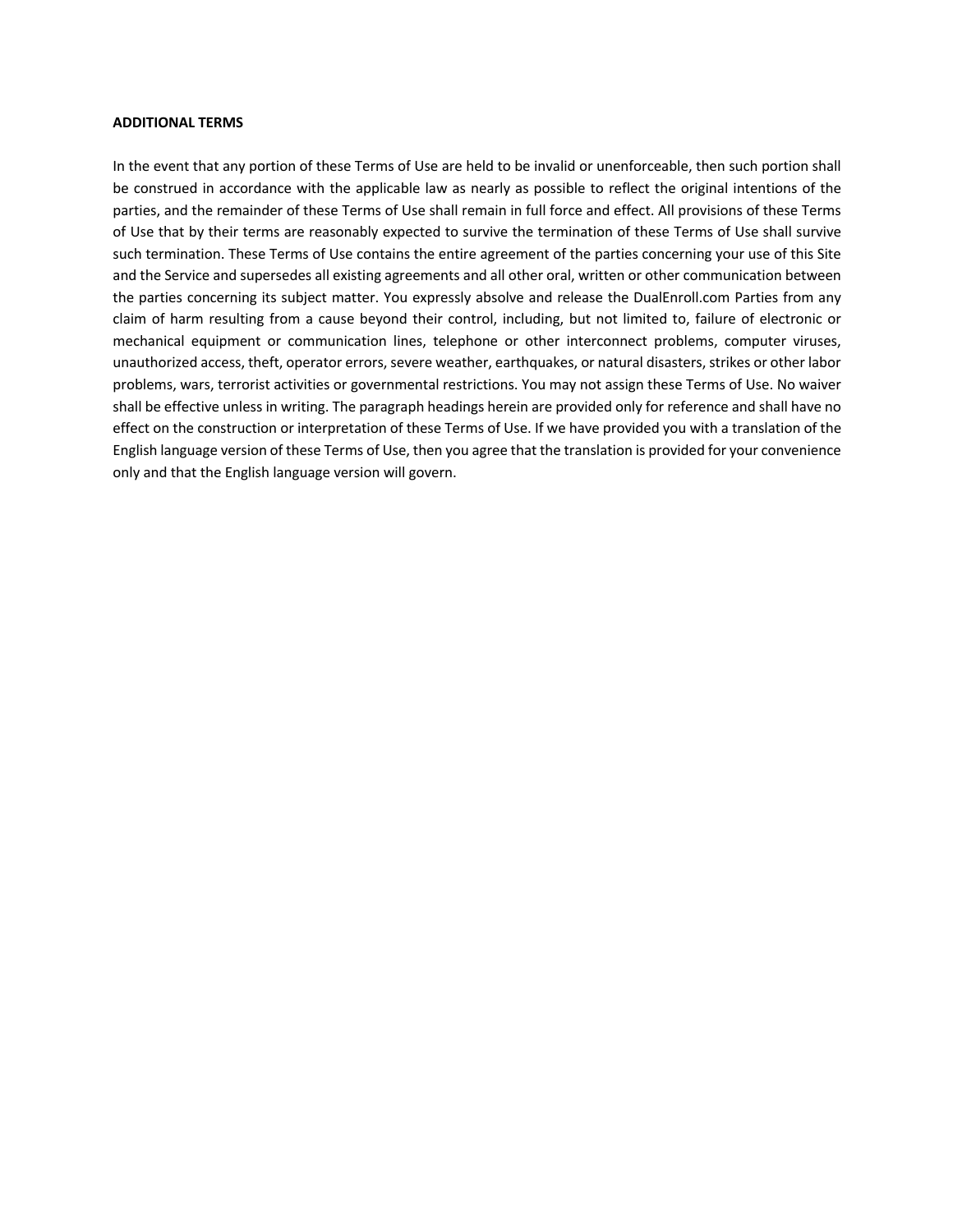**ADDITIONAL TERMS**

In the event that any portion of these Terms of Use are held to be invalid or unenforceable, then such portion shall be construed in accordance with the applicable law as nearly as possible to reflect the original intentions of the parties, and the remainder of these Terms of Use shall remain in full force and effect. All provisions of these Terms of Use that by their terms are reasonably expected to survive the termination of these Terms of Use shall survive such termination. These Terms of Use contains the entire agreement of the parties concerning your use of this Site and the Service and supersedes all existing agreements and all other oral, written or other communication between the parties concerning its subject matter. You expressly absolve and release the DualEnroll.com Parties from any claim of harm resulting from a cause beyond their control, including, but not limited to, failure of electronic or mechanical equipment or communication lines, telephone or other interconnect problems, computer viruses, unauthorized access, theft, operator errors, severe weather, earthquakes, or natural disasters, strikes or other labor problems, wars, terrorist activities or governmental restrictions. You may not assign these Terms of Use. No waiver shall be effective unless in writing. The paragraph headings herein are provided only for reference and shall have no effect on the construction or interpretation of these Terms of Use. If we have provided you with a translation of the English language version of these Terms of Use, then you agree that the translation is provided for your convenience only and that the English language version will govern.